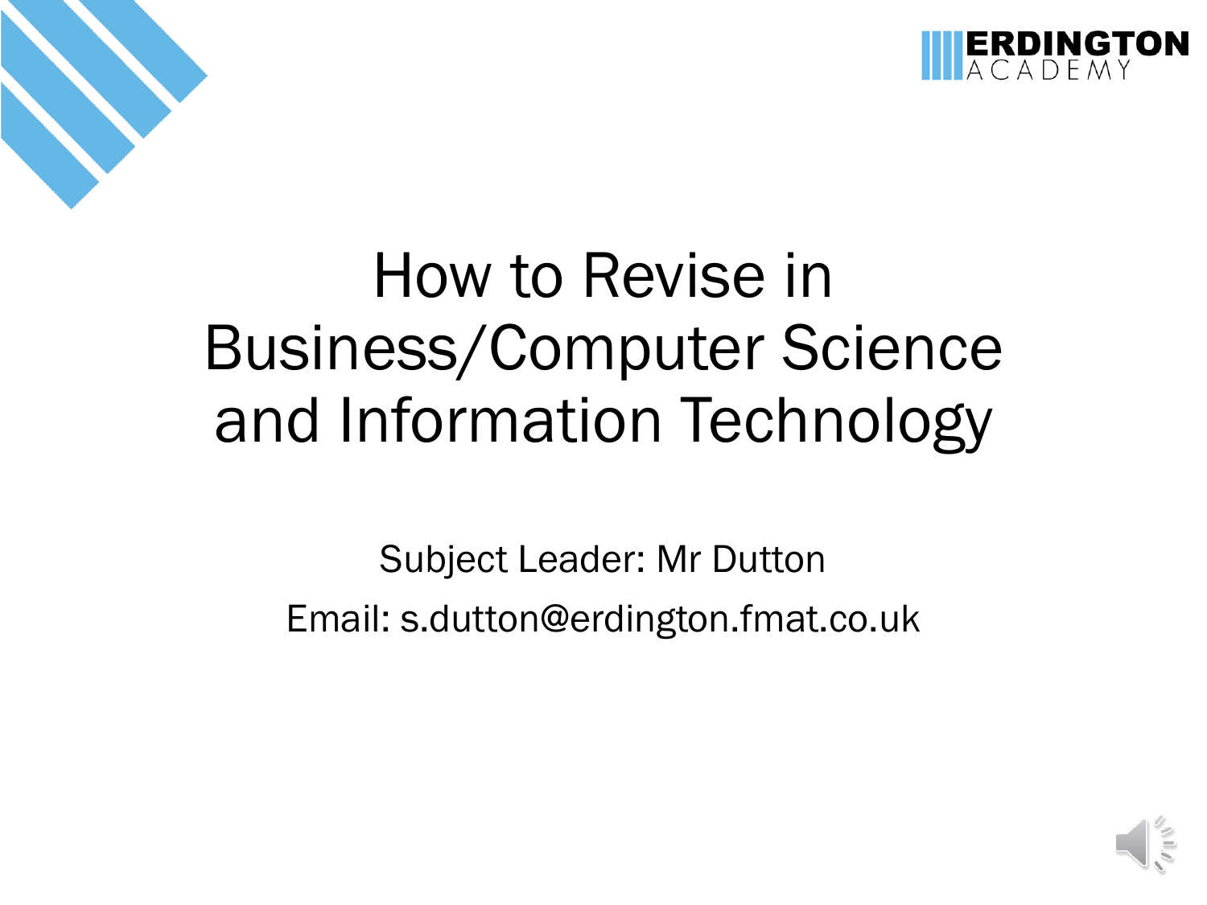# How to Revise in Business/Computer Science and Information Technology

Subject Leader: Mr Dutton

Email: s.dutton@erdington.fmat.co.uk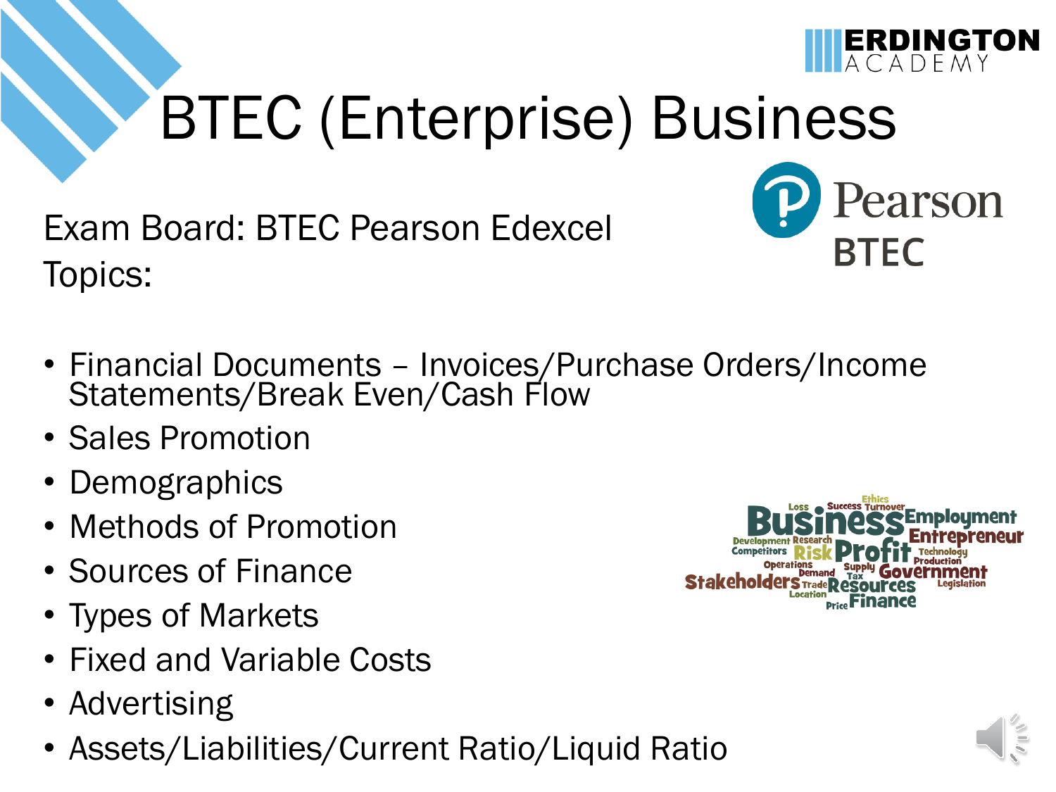# BTEC (Enterprise) Business

Exam Board: BTEC Pearson Edexcel

Topics:

- Financial Documents – Invoices/Purchase Orders/Income Statements/Break Even/Cash Flow
- Sales Promotion
- Demographics
- Methods of Promotion
- Sources of Finance
- Types of Markets
- Fixed and Variable Costs
- Advertising
- Assets/Liabilities/Current Ratio/Liquid Ratio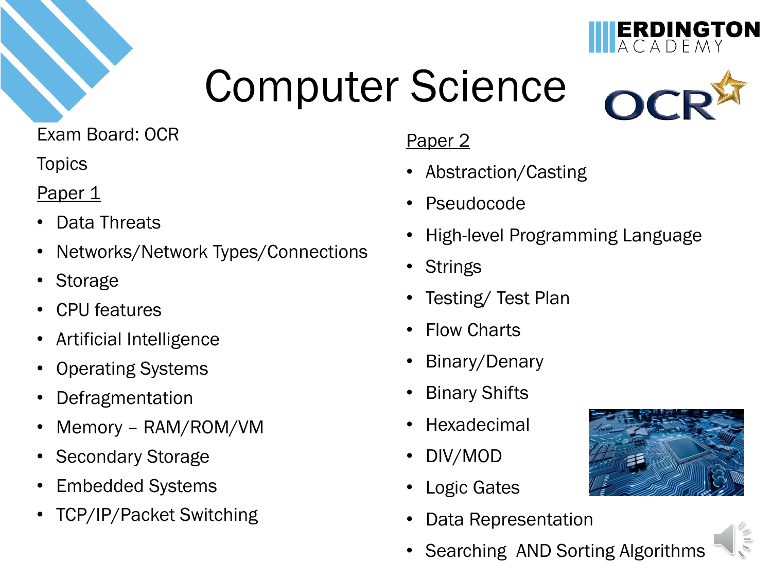# Computer Science

Exam Board: OCR

Topics

Paper 1

- Data Threats
- Networks/Network Types/Connections
- Storage
- CPU features
- Artificial Intelligence
- Operating Systems
- Defragmentation
- Memory – RAM/ROM/VM
- Secondary Storage
- Embedded Systems
- TCP/IP/Packet Switching

Paper 2

- Abstraction/Casting
- Pseudocode
- High-level Programming Language
- Strings
- Testing/ Test Plan
- Flow Charts
- Binary/Denary
- Binary Shifts
- Hexadecimal
- DIV/MOD
- Logic Gates
- Data Representation
- Searching AND Sorting Algorithms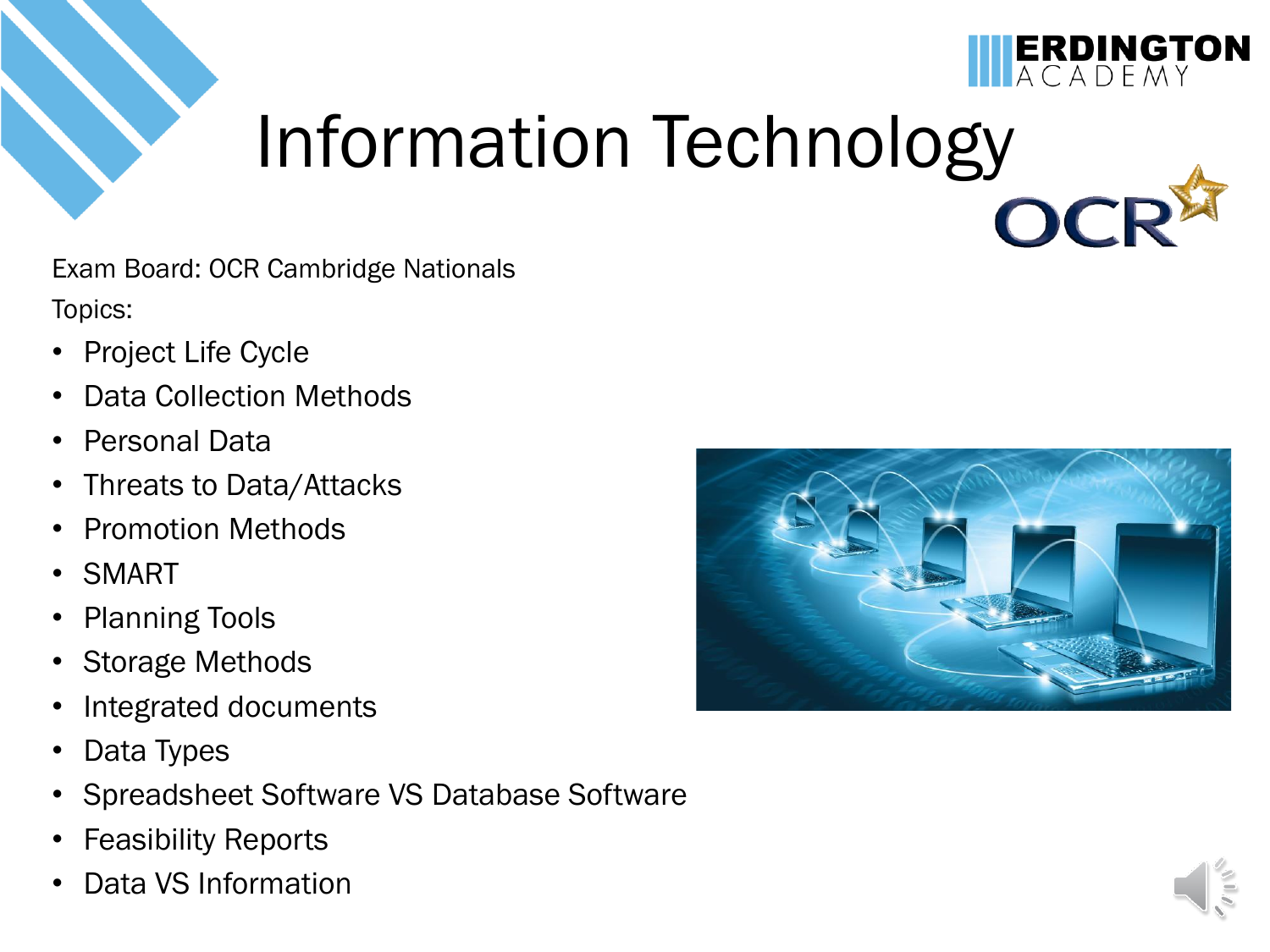# Information Technology

Exam Board: OCR Cambridge Nationals

Topics:

- Project Life Cycle
- Data Collection Methods
- Personal Data
- Threats to Data/Attacks
- Promotion Methods
- SMART
- Planning Tools
- Storage Methods
- Integrated documents
- Data Types
- Spreadsheet Software VS Database Software
- Feasibility Reports
- Data VS Information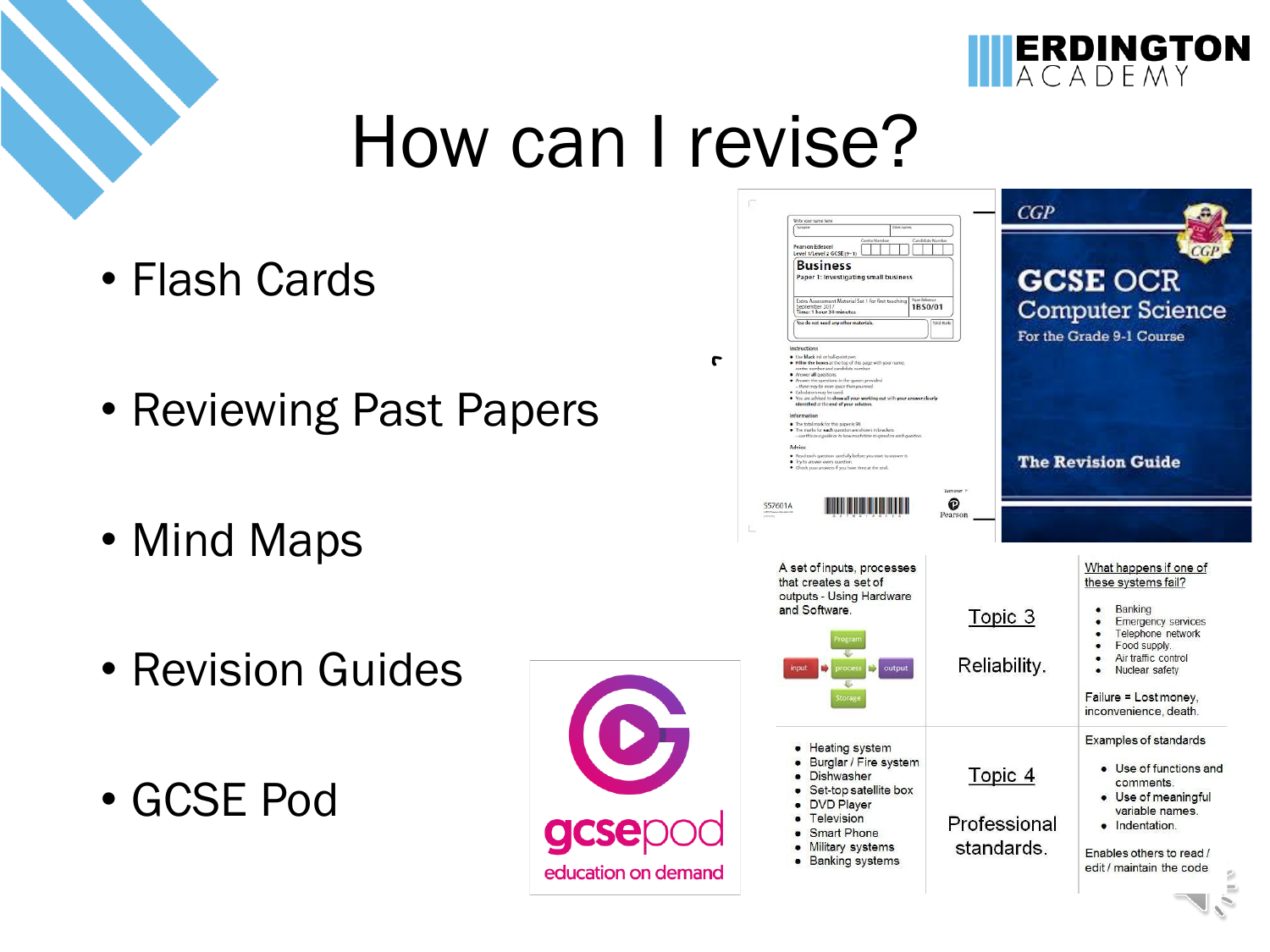# How can I revise?

- Flash Cards
- Reviewing Past Papers
- Mind Maps
- Revision Guides
- GCSE Pod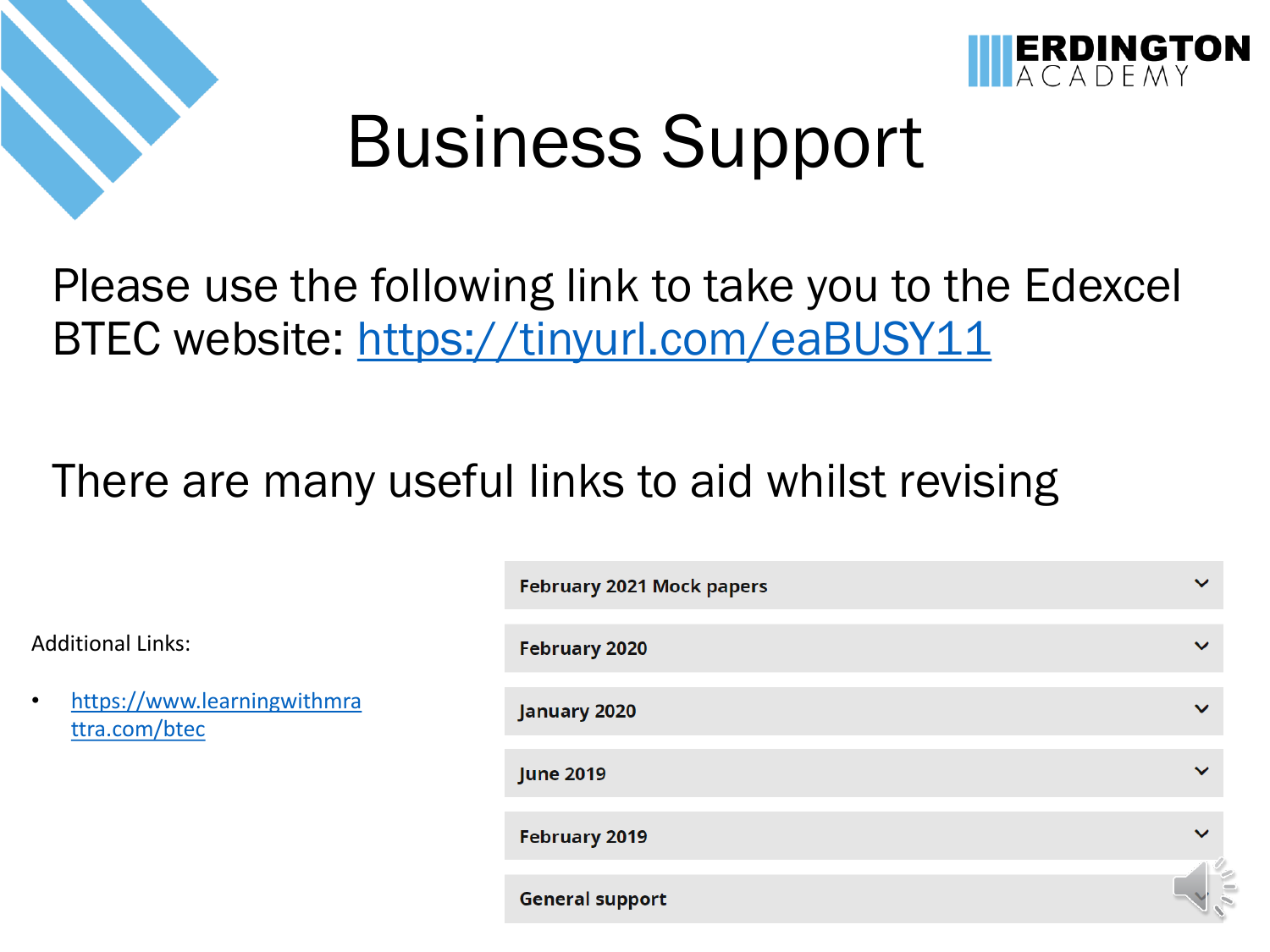# Business Support

Please use the following link to take you to the Edexcel BTEC website: https://tinyurl.com/eaBUSY11

There are many useful links to aid whilst revising

Additional Links:

- https://www.learningwithmrattra.com/btec

**February 2021 Mock papers**

**February 2020**

**January 2020**

**June 2019**

**February 2019**

**General support**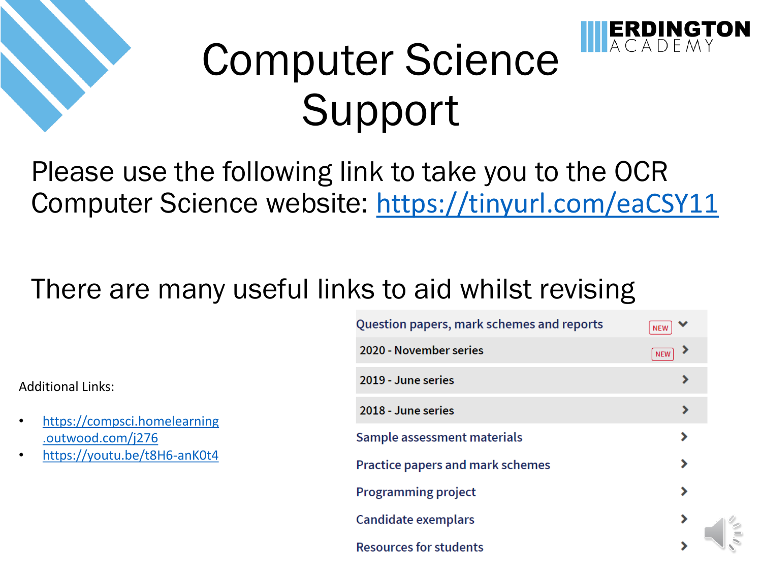# Computer Science Support

ERDINGTON ACADEMY

Please use the following link to take you to the OCR Computer Science website: https://tinyurl.com/eaCSY11

There are many useful links to aid whilst revising

- Question papers, mark schemes and reports NEW
  - 2020 - November series NEW
  - 2019 - June series
  - 2018 - June series
- Sample assessment materials
- Practice papers and mark schemes
- Programming project
- Candidate exemplars
- Resources for students

Additional Links:

- https://compsci.homelearning.outwood.com/j276
- https://youtu.be/t8H6-anK0t4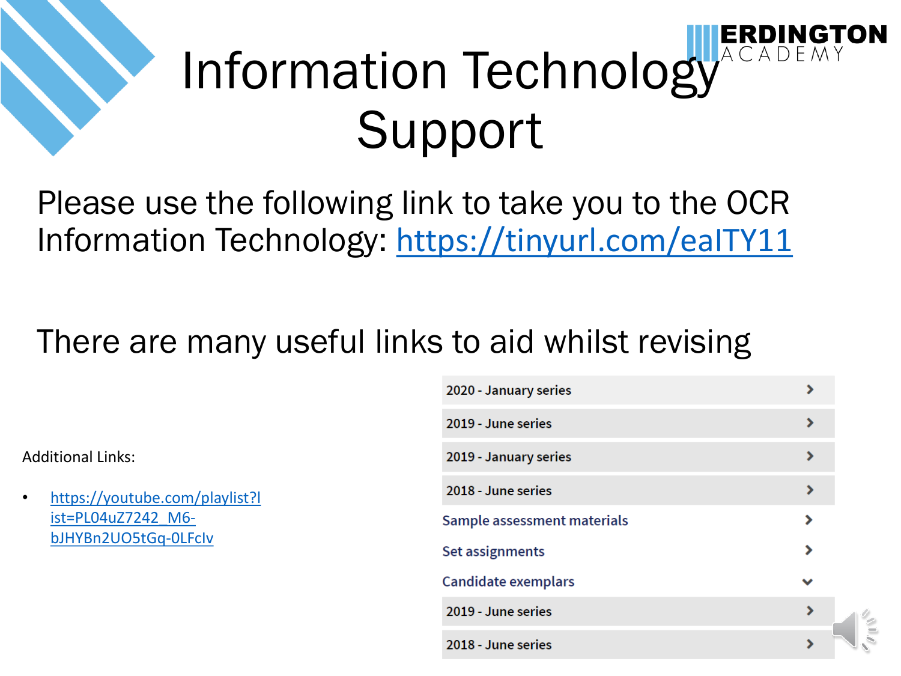# Information Technology Support

Please use the following link to take you to the OCR Information Technology: https://tinyurl.com/eaITY11

There are many useful links to aid whilst revising

Additional Links:

- https://youtube.com/playlist?list=PL04uZ7242_M6-bJHYBn2UO5tGq-0LFclv

2020 - January series

2019 - June series

2019 - January series

2018 - June series

Sample assessment materials

Set assignments

Candidate exemplars

2019 - June series

2018 - June series